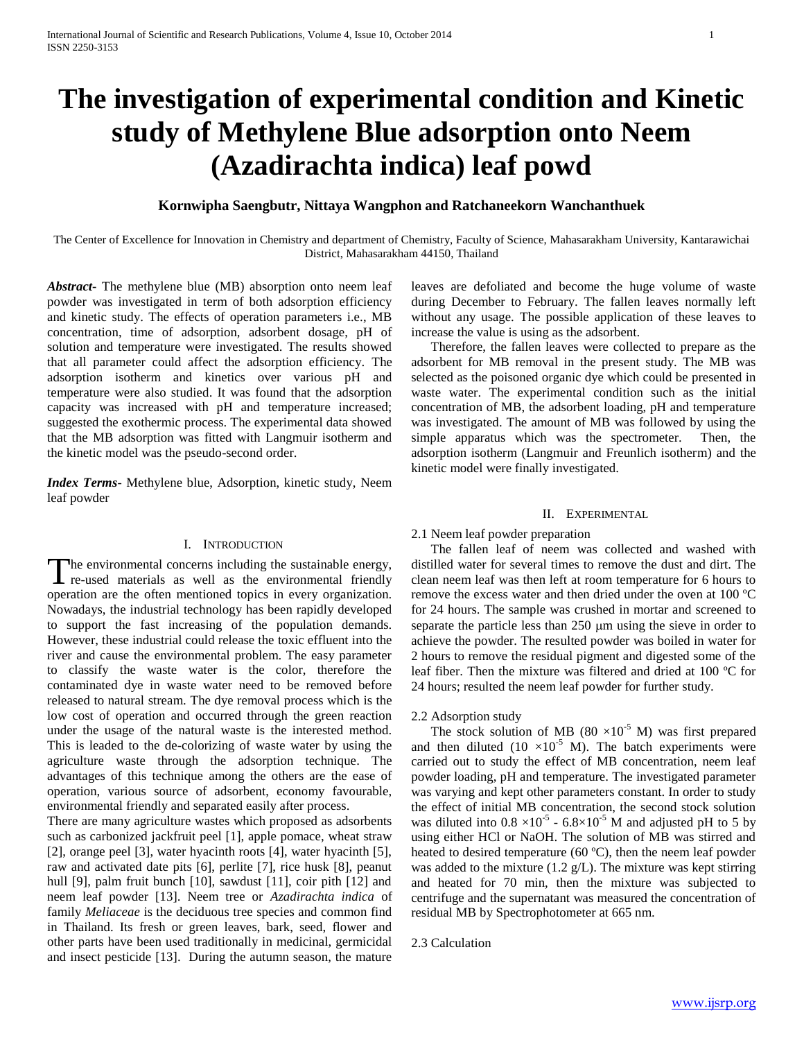# The investigation of experimental condition and Kinetic study of Methylene Blue adsorption onto Neem (Azadirachta indica) leaf powd

**Kornwipha Saengbutr, Nittaya Wangphon and Ratchaneekorn Wanchanthuek**

The Center of Excellence for Innovation in Chemistry and department of Chemistry, Faculty of Science, Mahasarakham University, Kantarawichai District, Mahasarakham 44150, Thailand

***Abstract*-** The methylene blue (MB) absorption onto neem leaf powder was investigated in term of both adsorption efficiency and kinetic study. The effects of operation parameters i.e., MB concentration, time of adsorption, adsorbent dosage, pH of solution and temperature were investigated. The results showed that all parameter could affect the adsorption efficiency. The adsorption isotherm and kinetics over various pH and temperature were also studied. It was found that the adsorption capacity was increased with pH and temperature increased; suggested the exothermic process. The experimental data showed that the MB adsorption was fitted with Langmuir isotherm and the kinetic model was the pseudo-second order.

***Index Terms*-** Methylene blue, Adsorption, kinetic study, Neem leaf powder

## I. Introduction

The environmental concerns including the sustainable energy, re-used materials as well as the environmental friendly operation are the often mentioned topics in every organization. Nowadays, the industrial technology has been rapidly developed to support the fast increasing of the population demands. However, these industrial could release the toxic effluent into the river and cause the environmental problem. The easy parameter to classify the waste water is the color, therefore the contaminated dye in waste water need to be removed before released to natural stream. The dye removal process which is the low cost of operation and occurred through the green reaction under the usage of the natural waste is the interested method. This is leaded to the de-colorizing of waste water by using the agriculture waste through the adsorption technique. The advantages of this technique among the others are the ease of operation, various source of adsorbent, economy favourable, environmental friendly and separated easily after process.

There are many agriculture wastes which proposed as adsorbents such as carbonized jackfruit peel [1], apple pomace, wheat straw [2], orange peel [3], water hyacinth roots [4], water hyacinth [5], raw and activated date pits [6], perlite [7], rice husk [8], peanut hull [9], palm fruit bunch [10], sawdust [11], coir pith [12] and neem leaf powder [13]. Neem tree or *Azadirachta indica* of family *Meliaceae* is the deciduous tree species and common find in Thailand. Its fresh or green leaves, bark, seed, flower and other parts have been used traditionally in medicinal, germicidal and insect pesticide [13]. During the autumn season, the mature leaves are defoliated and become the huge volume of waste during December to February. The fallen leaves normally left without any usage. The possible application of these leaves to increase the value is using as the adsorbent.

Therefore, the fallen leaves were collected to prepare as the adsorbent for MB removal in the present study. The MB was selected as the poisoned organic dye which could be presented in waste water. The experimental condition such as the initial concentration of MB, the adsorbent loading, pH and temperature was investigated. The amount of MB was followed by using the simple apparatus which was the spectrometer. Then, the adsorption isotherm (Langmuir and Freunlich isotherm) and the kinetic model were finally investigated.

## II. Experimental

### 2.1 Neem leaf powder preparation

The fallen leaf of neem was collected and washed with distilled water for several times to remove the dust and dirt. The clean neem leaf was then left at room temperature for 6 hours to remove the excess water and then dried under the oven at 100 ºC for 24 hours. The sample was crushed in mortar and screened to separate the particle less than 250 μm using the sieve in order to achieve the powder. The resulted powder was boiled in water for 2 hours to remove the residual pigment and digested some of the leaf fiber. Then the mixture was filtered and dried at 100 ºC for 24 hours; resulted the neem leaf powder for further study.

### 2.2 Adsorption study

The stock solution of MB ($80 \times 10^{-5}$ M) was first prepared and then diluted ($10 \times 10^{-5}$ M). The batch experiments were carried out to study the effect of MB concentration, neem leaf powder loading, pH and temperature. The investigated parameter was varying and kept other parameters constant. In order to study the effect of initial MB concentration, the second stock solution was diluted into $0.8 \times 10^{-5}$ - $6.8 \times 10^{-5}$ M and adjusted pH to 5 by using either HCl or NaOH. The solution of MB was stirred and heated to desired temperature (60 ºC), then the neem leaf powder was added to the mixture (1.2 g/L). The mixture was kept stirring and heated for 70 min, then the mixture was subjected to centrifuge and the supernatant was measured the concentration of residual MB by Spectrophotometer at 665 nm.

### 2.3 Calculation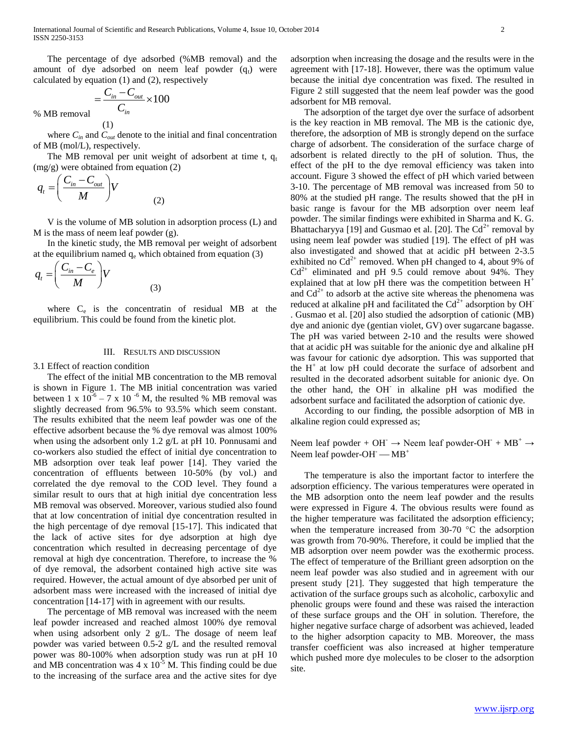The percentage of dye adsorbed (%MB removal) and the amount of dye adsorbed on neem leaf powder ($q_t$) were calculated by equation (1) and (2), respectively

$$\% \text{ MB removal} = \frac{C_{in} - C_{out}}{C_{in}} \times 100 \quad (1)$$

where $C_{in}$ and $C_{out}$ denote to the initial and final concentration of MB (mol/L), respectively.

The MB removal per unit weight of adsorbent at time t, $q_t$ (mg/g) were obtained from equation (2)

$$q_t = \left( \frac{C_{in} - C_{out}}{M} \right) V \quad (2)$$

V is the volume of MB solution in adsorption process (L) and M is the mass of neem leaf powder (g).

In the kinetic study, the MB removal per weight of adsorbent at the equilibrium named $q_e$ which obtained from equation (3)

$$q_t = \left( \frac{C_{in} - C_e}{M} \right) V \quad (3)$$

where $C_e$ is the concentratin of residual MB at the equilibrium. This could be found from the kinetic plot.

## III. Results and discussion

### 3.1 Effect of reaction condition

The effect of the initial MB concentration to the MB removal is shown in Figure 1. The MB initial concentration was varied between 1 x $10^{-6}$ – 7 x $10^{-6}$ M, the resulted % MB removal was slightly decreased from 96.5% to 93.5% which seem constant. The results exhibited that the neem leaf powder was one of the effective adsorbent because the % dye removal was almost 100% when using the adsorbent only 1.2 g/L at pH 10. Ponnusami and co-workers also studied the effect of initial dye concentration to MB adsorption over teak leaf power [14]. They varied the concentration of effluents between 10-50% (by vol.) and correlated the dye removal to the COD level. They found a similar result to ours that at high initial dye concentration less MB removal was observed. Moreover, various studied also found that at low concentration of initial dye concentration resulted in the high percentage of dye removal [15-17]. This indicated that the lack of active sites for dye adsorption at high dye concentration which resulted in decreasing percentage of dye removal at high dye concentration. Therefore, to increase the % of dye removal, the adsorbent contained high active site was required. However, the actual amount of dye absorbed per unit of adsorbent mass were increased with the increased of initial dye concentration [14-17] with in agreement with our results.

The percentage of MB removal was increased with the neem leaf powder increased and reached almost 100% dye removal when using adsorbent only 2 g/L. The dosage of neem leaf powder was varied between 0.5-2 g/L and the resulted removal power was 80-100% when adsorption study was run at pH 10 and MB concentration was 4 x $10^{-5}$ M. This finding could be due to the increasing of the surface area and the active sites for dye adsorption when increasing the dosage and the results were in the agreement with [17-18]. However, there was the optimum value because the initial dye concentration was fixed. The resulted in Figure 2 still suggested that the neem leaf powder was the good adsorbent for MB removal.

The adsorption of the target dye over the surface of adsorbent is the key reaction in MB removal. The MB is the cationic dye, therefore, the adsorption of MB is strongly depend on the surface charge of adsorbent. The consideration of the surface charge of adsorbent is related directly to the pH of solution. Thus, the effect of the pH to the dye removal efficiency was taken into account. Figure 3 showed the effect of pH which varied between 3-10. The percentage of MB removal was increased from 50 to 80% at the studied pH range. The results showed that the pH in basic range is favour for the MB adsorption over neem leaf powder. The similar findings were exhibited in Sharma and K. G. Bhattacharyya [19] and Gusmao et al. [20]. The $Cd^{2+}$ removal by using neem leaf powder was studied [19]. The effect of pH was also investigated and showed that at acidic pH between 2-3.5 exhibited no $Cd^{2+}$ removed. When pH changed to 4, about 9% of $Cd^{2+}$ eliminated and pH 9.5 could remove about 94%. They explained that at low pH there was the competition between $H^+$ and $Cd^{2+}$ to adsorb at the active site whereas the phenomena was reduced at alkaline pH and facilitated the $Cd^{2+}$ adsorption by $OH^-$. Gusmao et al. [20] also studied the adsorption of cationic (MB) dye and anionic dye (gentian violet, GV) over sugarcane bagasse. The pH was varied between 2-10 and the results were showed that at acidic pH was suitable for the anionic dye and alkaline pH was favour for cationic dye adsorption. This was supported that the $H^+$ at low pH could decorate the surface of adsorbent and resulted in the decorated adsorbent suitable for anionic dye. On the other hand, the $OH^-$ in alkaline pH was modified the adsorbent surface and facilitated the adsorption of cationic dye.

According to our finding, the possible adsorption of MB in alkaline region could expressed as;

Neem leaf powder + $OH^-$ → Neem leaf powder-$OH^-$ + $MB^+$ → Neem leaf powder-$OH^-$ — $MB^+$

The temperature is also the important factor to interfere the adsorption efficiency. The various temperatures were operated in the MB adsorption onto the neem leaf powder and the results were expressed in Figure 4. The obvious results were found as the higher temperature was facilitated the adsorption efficiency; when the temperature increased from 30-70 °C the adsorption was growth from 70-90%. Therefore, it could be implied that the MB adsorption over neem powder was the exothermic process. The effect of temperature of the Brilliant green adsorption on the neem leaf powder was also studied and in agreement with our present study [21]. They suggested that high temperature the activation of the surface groups such as alcoholic, carboxylic and phenolic groups were found and these was raised the interaction of these surface groups and the $OH^-$ in solution. Therefore, the higher negative surface charge of adsorbent was achieved, leaded to the higher adsorption capacity to MB. Moreover, the mass transfer coefficient was also increased at higher temperature which pushed more dye molecules to be closer to the adsorption site.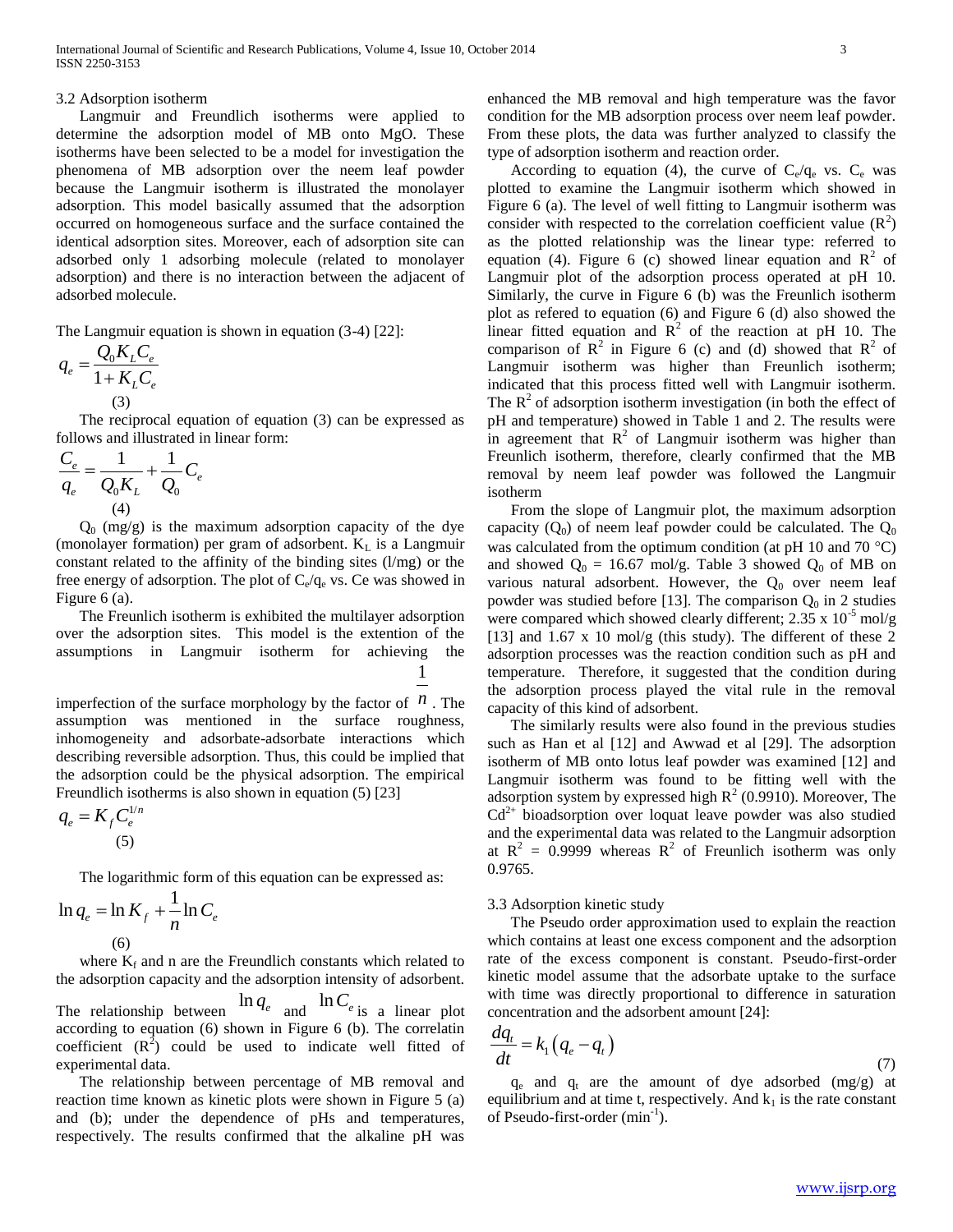3.2 Adsorption isotherm

Langmuir and Freundlich isotherms were applied to determine the adsorption model of MB onto MgO. These isotherms have been selected to be a model for investigation the phenomena of MB adsorption over the neem leaf powder because the Langmuir isotherm is illustrated the monolayer adsorption. This model basically assumed that the adsorption occurred on homogeneous surface and the surface contained the identical adsorption sites. Moreover, each of adsorption site can adsorbed only 1 adsorbing molecule (related to monolayer adsorption) and there is no interaction between the adjacent of adsorbed molecule.

The Langmuir equation is shown in equation (3-4) [22]:

$$q_e = \frac{Q_0 K_L C_e}{1 + K_L C_e} \quad (3)$$

The reciprocal equation of equation (3) can be expressed as follows and illustrated in linear form:

$$\frac{C_e}{q_e} = \frac{1}{Q_0 K_L} + \frac{1}{Q_0} C_e \quad (4)$$

$Q_0$ (mg/g) is the maximum adsorption capacity of the dye (monolayer formation) per gram of adsorbent. $K_L$ is a Langmuir constant related to the affinity of the binding sites (l/mg) or the free energy of adsorption. The plot of $C_e/q_e$ vs. Ce was showed in Figure 6 (a).

The Freunlich isotherm is exhibited the multilayer adsorption over the adsorption sites. This model is the extention of the assumptions in Langmuir isotherm for achieving the imperfection of the surface morphology by the factor of $\frac{1}{n}$. The assumption was mentioned in the surface roughness, inhomogeneity and adsorbate-adsorbate interactions which describing reversible adsorption. Thus, this could be implied that the adsorption could be the physical adsorption. The empirical Freundlich isotherms is also shown in equation (5) [23]

$$q_e = K_f C_e^{1/n} \quad (5)$$

The logarithmic form of this equation can be expressed as:

$$\ln q_e = \ln K_f + \frac{1}{n} \ln C_e \quad (6)$$

where $K_f$ and n are the Freundlich constants which related to the adsorption capacity and the adsorption intensity of adsorbent. The relationship between $\ln q_e$ and $\ln C_e$ is a linear plot according to equation (6) shown in Figure 6 (b). The correlatin coefficient ($R^2$) could be used to indicate well fitted of experimental data.

The relationship between percentage of MB removal and reaction time known as kinetic plots were shown in Figure 5 (a) and (b); under the dependence of pHs and temperatures, respectively. The results confirmed that the alkaline pH was enhanced the MB removal and high temperature was the favor condition for the MB adsorption process over neem leaf powder. From these plots, the data was further analyzed to classify the type of adsorption isotherm and reaction order.

According to equation (4), the curve of $C_e/q_e$ vs. $C_e$ was plotted to examine the Langmuir isotherm which showed in Figure 6 (a). The level of well fitting to Langmuir isotherm was consider with respected to the correlation coefficient value ($R^2$) as the plotted relationship was the linear type: referred to equation (4). Figure 6 (c) showed linear equation and $R^2$ of Langmuir plot of the adsorption process operated at pH 10. Similarly, the curve in Figure 6 (b) was the Freunlich isotherm plot as refered to equation (6) and Figure 6 (d) also showed the linear fitted equation and $R^2$ of the reaction at pH 10. The comparison of $R^2$ in Figure 6 (c) and (d) showed that $R^2$ of Langmuir isotherm was higher than Freunlich isotherm; indicated that this process fitted well with Langmuir isotherm. The $R^2$ of adsorption isotherm investigation (in both the effect of pH and temperature) showed in Table 1 and 2. The results were in agreement that $R^2$ of Langmuir isotherm was higher than Freunlich isotherm, therefore, clearly confirmed that the MB removal by neem leaf powder was followed the Langmuir isotherm

From the slope of Langmuir plot, the maximum adsorption capacity ($Q_0$) of neem leaf powder could be calculated. The $Q_0$ was calculated from the optimum condition (at pH 10 and 70 °C) and showed $Q_0$ = 16.67 mol/g. Table 3 showed $Q_0$ of MB on various natural adsorbent. However, the $Q_0$ over neem leaf powder was studied before [13]. The comparison $Q_0$ in 2 studies were compared which showed clearly different; 2.35 x $10^{-5}$ mol/g [13] and 1.67 x 10 mol/g (this study). The different of these 2 adsorption processes was the reaction condition such as pH and temperature. Therefore, it suggested that the condition during the adsorption process played the vital rule in the removal capacity of this kind of adsorbent.

The similarly results were also found in the previous studies such as Han et al [12] and Awwad et al [29]. The adsorption isotherm of MB onto lotus leaf powder was examined [12] and Langmuir isotherm was found to be fitting well with the adsorption system by expressed high $R^2$ (0.9910). Moreover, The $Cd^{2+}$ bioadsorption over loquat leave powder was also studied and the experimental data was related to the Langmuir adsorption at $R^2$ = 0.9999 whereas $R^2$ of Freunlich isotherm was only 0.9765.

3.3 Adsorption kinetic study

The Pseudo order approximation used to explain the reaction which contains at least one excess component and the adsorption rate of the excess component is constant. Pseudo-first-order kinetic model assume that the adsorbate uptake to the surface with time was directly proportional to difference in saturation concentration and the adsorbent amount [24]:

$$\frac{dq_t}{dt} = k_1 \left( q_e - q_t \right) \quad (7)$$

$q_e$ and $q_t$ are the amount of dye adsorbed (mg/g) at equilibrium and at time t, respectively. And $k_1$ is the rate constant of Pseudo-first-order ($min^{-1}$).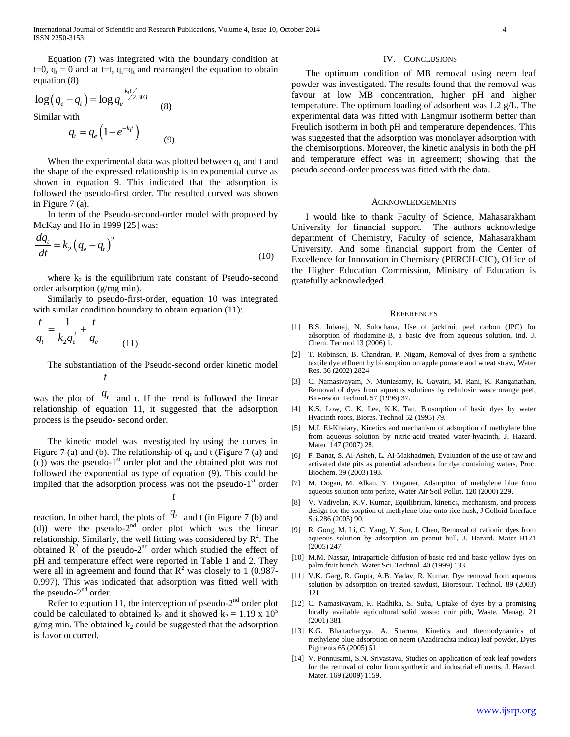Equation (7) was integrated with the boundary condition at t=0, $q_t = 0$ and at t=t, $q_t$=$q_t$ and rearranged the equation to obtain equation (8)

$$\log\left(q_e - q_t\right) = \log q_e^{-k_1 t/2.303} \quad (8)$$

Similar with

$$q_t = q_e\left(1 - e^{-k_1 t}\right) \quad (9)$$

When the experimental data was plotted between $q_t$ and t and the shape of the expressed relationship is in exponential curve as shown in equation 9. This indicated that the adsorption is followed the pseudo-first order. The resulted curved was shown in Figure 7 (a).

In term of the Pseudo-second-order model with proposed by McKay and Ho in 1999 [25] was:

$$\frac{dq_t}{dt} = k_2\left(q_e - q_t\right)^2 \quad (10)$$

where $k_2$ is the equilibrium rate constant of Pseudo-second order adsorption (g/mg min).

Similarly to pseudo-first-order, equation 10 was integrated with similar condition boundary to obtain equation (11):

$$\frac{t}{q_t} = \frac{1}{k_2 q_e^2} + \frac{t}{q_e} \quad (11)$$

The substantiation of the Pseudo-second order kinetic model was the plot of $\frac{t}{q_t}$ and t. If the trend is followed the linear relationship of equation 11, it suggested that the adsorption process is the pseudo- second order.

The kinetic model was investigated by using the curves in Figure 7 (a) and (b). The relationship of $q_t$ and t (Figure 7 (a) and (c)) was the pseudo-1st order plot and the obtained plot was not followed the exponential as type of equation (9). This could be implied that the adsorption process was not the pseudo-1st order reaction. In other hand, the plots of $\frac{t}{q_t}$ and t (in Figure 7 (b) and (d)) were the pseudo-2nd order plot which was the linear relationship. Similarly, the well fitting was considered by $R^2$. The obtained $R^2$ of the pseudo-2nd order which studied the effect of pH and temperature effect were reported in Table 1 and 2. They were all in agreement and found that $R^2$ was closely to 1 (0.987-0.997). This was indicated that adsorption was fitted well with the pseudo-2nd order.

Refer to equation 11, the interception of pseudo-2nd order plot could be calculated to obtained $k_2$ and it showed $k_2 = 1.19 \times 10^5$ g/mg min. The obtained $k_2$ could be suggested that the adsorption is favor occurred.

## IV. Conclusions

The optimum condition of MB removal using neem leaf powder was investigated. The results found that the removal was favour at low MB concentration, higher pH and higher temperature. The optimum loading of adsorbent was 1.2 g/L. The experimental data was fitted with Langmuir isotherm better than Freulich isotherm in both pH and temperature dependences. This was suggested that the adsorption was monolayer adsorption with the chemisorptions. Moreover, the kinetic analysis in both the pH and temperature effect was in agreement; showing that the pseudo second-order process was fitted with the data.

## Acknowledgements

I would like to thank Faculty of Science, Mahasarakham University for financial support. The authors acknowledge department of Chemistry, Faculty of science, Mahasarakham University. And some financial support from the Center of Excellence for Innovation in Chemistry (PERCH-CIC), Office of the Higher Education Commission, Ministry of Education is gratefully acknowledged.

## References

[1] B.S. Inbaraj, N. Sulochana, Use of jackfruit peel carbon (JPC) for adsorption of rhodamine-B, a basic dye from aqueous solution, Ind. J. Chem. Technol 13 (2006) 1.

[2] T. Robinson, B. Chandran, P. Nigam, Removal of dyes from a synthetic textile dye effluent by biosorption on apple pomace and wheat straw, Water Res. 36 (2002) 2824.

[3] C. Namasivayam, N. Muniasamy, K. Gayatri, M. Rani, K. Ranganathan, Removal of dyes from aqueous solutions by cellulosic waste orange peel, Bio-resour Technol. 57 (1996) 37.

[4] K.S. Low, C. K. Lee, K.K. Tan, Biosorption of basic dyes by water Hyacinth roots, Biores. Technol 52 (1995) 79.

[5] M.I. El-Khaiary, Kinetics and mechanism of adsorption of methylene blue from aqueous solution by nitric-acid treated water-hyacinth, J. Hazard. Mater. 147 (2007) 28.

[6] F. Banat, S. Al-Asheh, L. Al-Makhadmeh, Evaluation of the use of raw and activated date pits as potential adsorbents for dye containing waters, Proc. Biochem. 39 (2003) 193.

[7] M. Dogan, M. Alkan, Y. Onganer, Adsorption of methylene blue from aqueous solution onto perlite, Water Air Soil Pollut. 120 (2000) 229.

[8] V. Vadivelan, K.V. Kumar, Equilibrium, kinetics, mechanism, and process design for the sorption of methylene blue onto rice husk, J Colloid Interface Sci.286 (2005) 90.

[9] R. Gong, M. Li, C. Yang, Y. Sun, J. Chen, Removal of cationic dyes from aqueous solution by adsorption on peanut hull, J. Hazard. Mater B121 (2005) 247.

[10] M.M. Nassar, Intraparticle diffusion of basic red and basic yellow dyes on palm fruit bunch, Water Sci. Technol. 40 (1999) 133.

[11] V.K. Garg, R. Gupta, A.B. Yadav, R. Kumar, Dye removal from aqueous solution by adsorption on treated sawdust, Bioresour. Technol. 89 (2003) 121

[12] C. Namasivayam, R. Radhika, S. Suba, Uptake of dyes by a promising locally available agricultural solid waste: coir pith, Waste. Manag. 21 (2001) 381.

[13] K.G. Bhattacharyya, A. Sharma, Kinetics and thermodynamics of methylene blue adsorption on neem (Azadirachta indica) leaf powder, Dyes Pigments 65 (2005) 51.

[14] V. Ponnusami, S.N. Srivastava, Studies on application of teak leaf powders for the removal of color from synthetic and industrial effluents, J. Hazard. Mater. 169 (2009) 1159.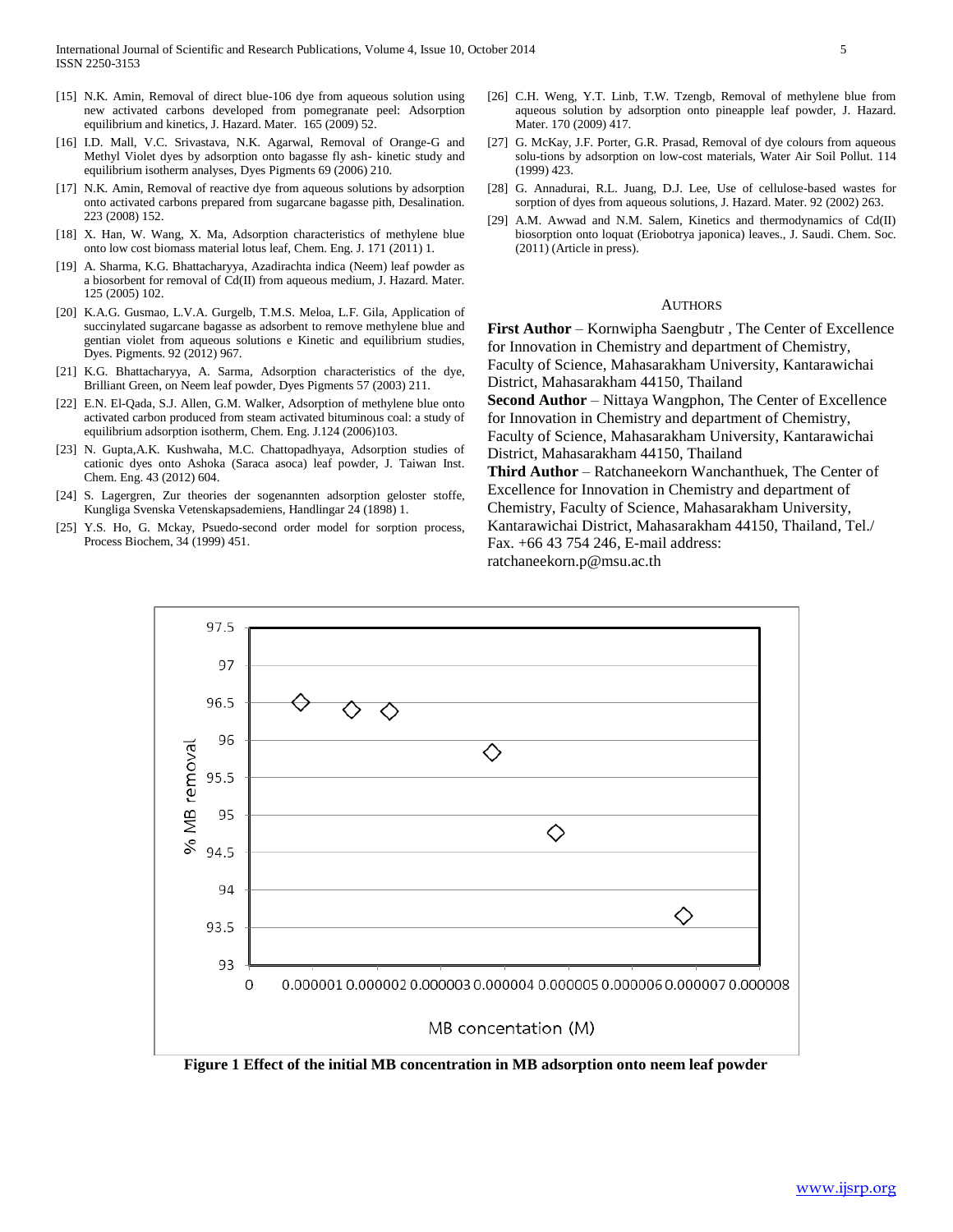[15] N.K. Amin, Removal of direct blue-106 dye from aqueous solution using new activated carbons developed from pomegranate peel: Adsorption equilibrium and kinetics, J. Hazard. Mater. 165 (2009) 52.

[16] I.D. Mall, V.C. Srivastava, N.K. Agarwal, Removal of Orange-G and Methyl Violet dyes by adsorption onto bagasse fly ash- kinetic study and equilibrium isotherm analyses, Dyes Pigments 69 (2006) 210.

[17] N.K. Amin, Removal of reactive dye from aqueous solutions by adsorption onto activated carbons prepared from sugarcane bagasse pith, Desalination. 223 (2008) 152.

[18] X. Han, W. Wang, X. Ma, Adsorption characteristics of methylene blue onto low cost biomass material lotus leaf, Chem. Eng. J. 171 (2011) 1.

[19] A. Sharma, K.G. Bhattacharyya, Azadirachta indica (Neem) leaf powder as a biosorbent for removal of Cd(II) from aqueous medium, J. Hazard. Mater. 125 (2005) 102.

[20] K.A.G. Gusmao, L.V.A. Gurgelb, T.M.S. Meloa, L.F. Gila, Application of succinylated sugarcane bagasse as adsorbent to remove methylene blue and gentian violet from aqueous solutions e Kinetic and equilibrium studies, Dyes. Pigments. 92 (2012) 967.

[21] K.G. Bhattacharyya, A. Sarma, Adsorption characteristics of the dye, Brilliant Green, on Neem leaf powder, Dyes Pigments 57 (2003) 211.

[22] E.N. El-Qada, S.J. Allen, G.M. Walker, Adsorption of methylene blue onto activated carbon produced from steam activated bituminous coal: a study of equilibrium adsorption isotherm, Chem. Eng. J.124 (2006)103.

[23] N. Gupta,A.K. Kushwaha, M.C. Chattopadhyaya, Adsorption studies of cationic dyes onto Ashoka (Saraca asoca) leaf powder, J. Taiwan Inst. Chem. Eng. 43 (2012) 604.

[24] S. Lagergren, Zur theories der sogenannten adsorption geloster stoffe, Kungliga Svenska Vetenskapsademiens, Handlingar 24 (1898) 1.

[25] Y.S. Ho, G. Mckay, Psuedo-second order model for sorption process, Process Biochem, 34 (1999) 451.

[26] C.H. Weng, Y.T. Linb, T.W. Tzengb, Removal of methylene blue from aqueous solution by adsorption onto pineapple leaf powder, J. Hazard. Mater. 170 (2009) 417.

[27] G. McKay, J.F. Porter, G.R. Prasad, Removal of dye colours from aqueous solu-tions by adsorption on low-cost materials, Water Air Soil Pollut. 114 (1999) 423.

[28] G. Annadurai, R.L. Juang, D.J. Lee, Use of cellulose-based wastes for sorption of dyes from aqueous solutions, J. Hazard. Mater. 92 (2002) 263.

[29] A.M. Awwad and N.M. Salem, Kinetics and thermodynamics of Cd(II) biosorption onto loquat (Eriobotrya japonica) leaves., J. Saudi. Chem. Soc. (2011) (Article in press).

## AUTHORS

**First Author** – Kornwipha Saengbutr , The Center of Excellence for Innovation in Chemistry and department of Chemistry, Faculty of Science, Mahasarakham University, Kantarawichai District, Mahasarakham 44150, Thailand

**Second Author** – Nittaya Wangphon, The Center of Excellence for Innovation in Chemistry and department of Chemistry, Faculty of Science, Mahasarakham University, Kantarawichai District, Mahasarakham 44150, Thailand

**Third Author** – Ratchaneekorn Wanchanthuek, The Center of Excellence for Innovation in Chemistry and department of Chemistry, Faculty of Science, Mahasarakham University, Kantarawichai District, Mahasarakham 44150, Thailand, Tel./ Fax. +66 43 754 246, E-mail address: ratchaneekorn.p@msu.ac.th

**Figure 1 Effect of the initial MB concentration in MB adsorption onto neem leaf powder**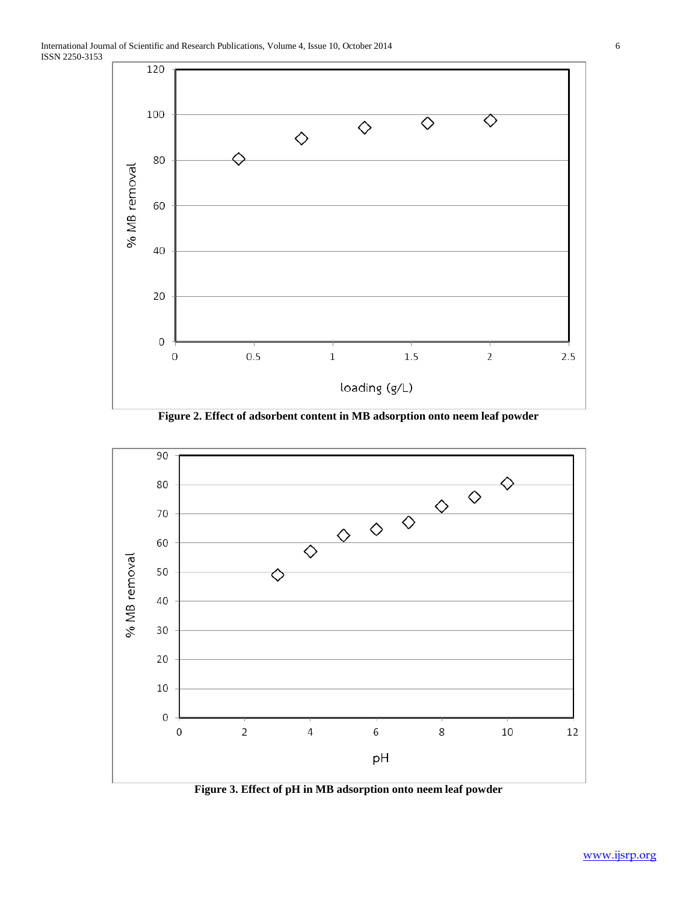Figure 2. Effect of adsorbent content in MB adsorption onto neem leaf powder

Figure 3. Effect of pH in MB adsorption onto neem leaf powder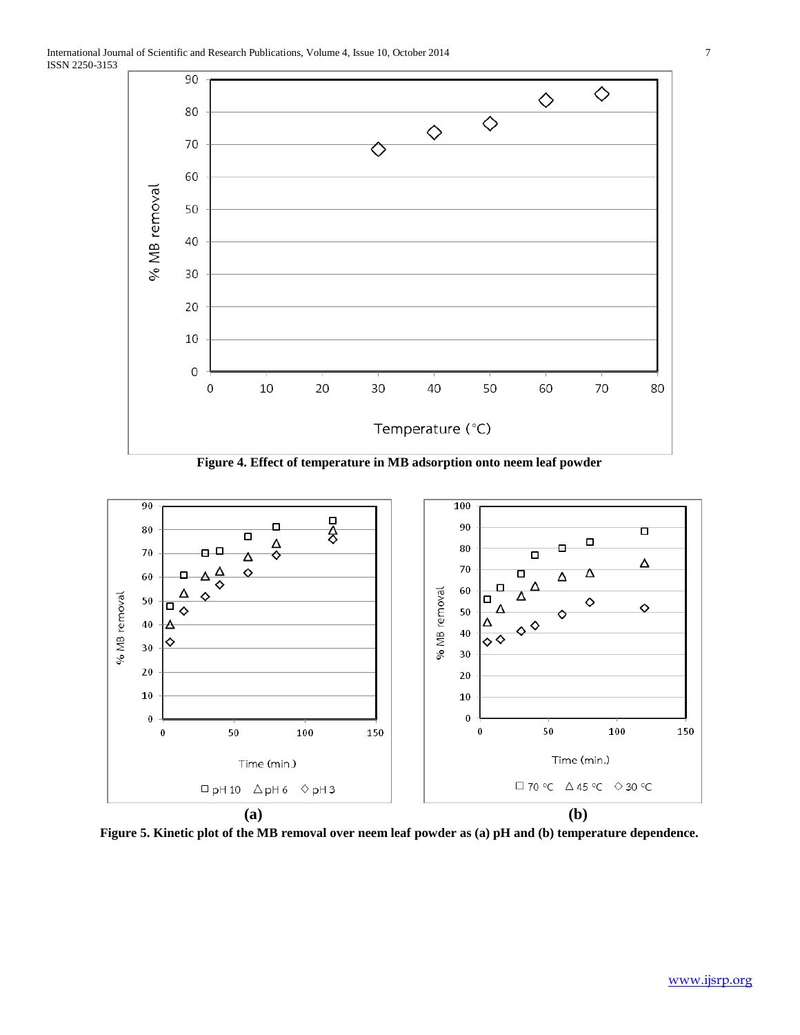**Figure 4. Effect of temperature in MB adsorption onto neem leaf powder**

**(a)** **(b)**

**Figure 5. Kinetic plot of the MB removal over neem leaf powder as (a) pH and (b) temperature dependence.**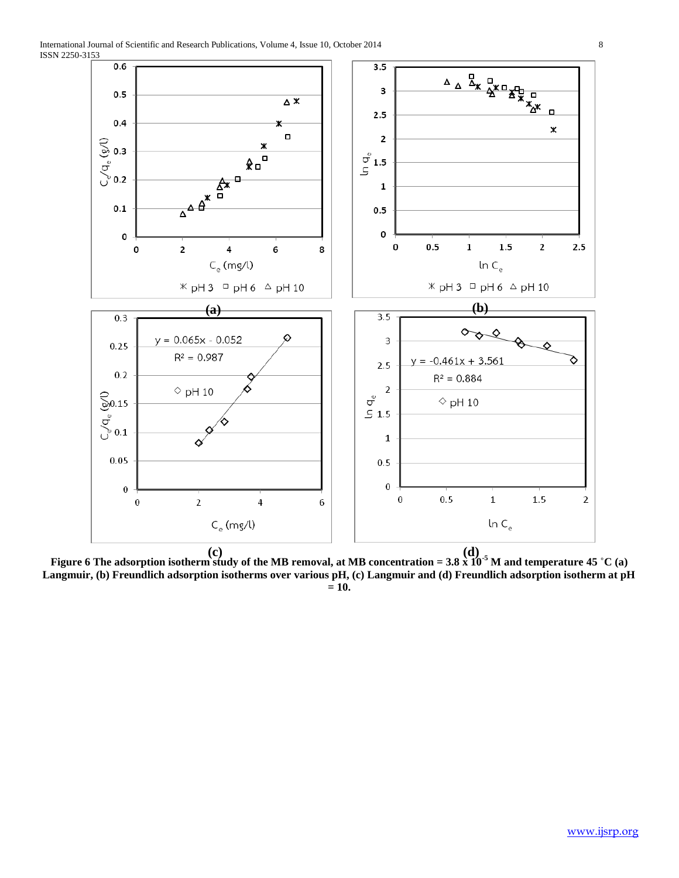**(a)** **(b)**

**(c)** **(d)**

**Figure 6 The adsorption isotherm study of the MB removal, at MB concentration = 3.8 x $10^{-5}$ M and temperature 45 ˚C (a) Langmuir, (b) Freundlich adsorption isotherms over various pH, (c) Langmuir and (d) Freundlich adsorption isotherm at pH = 10.**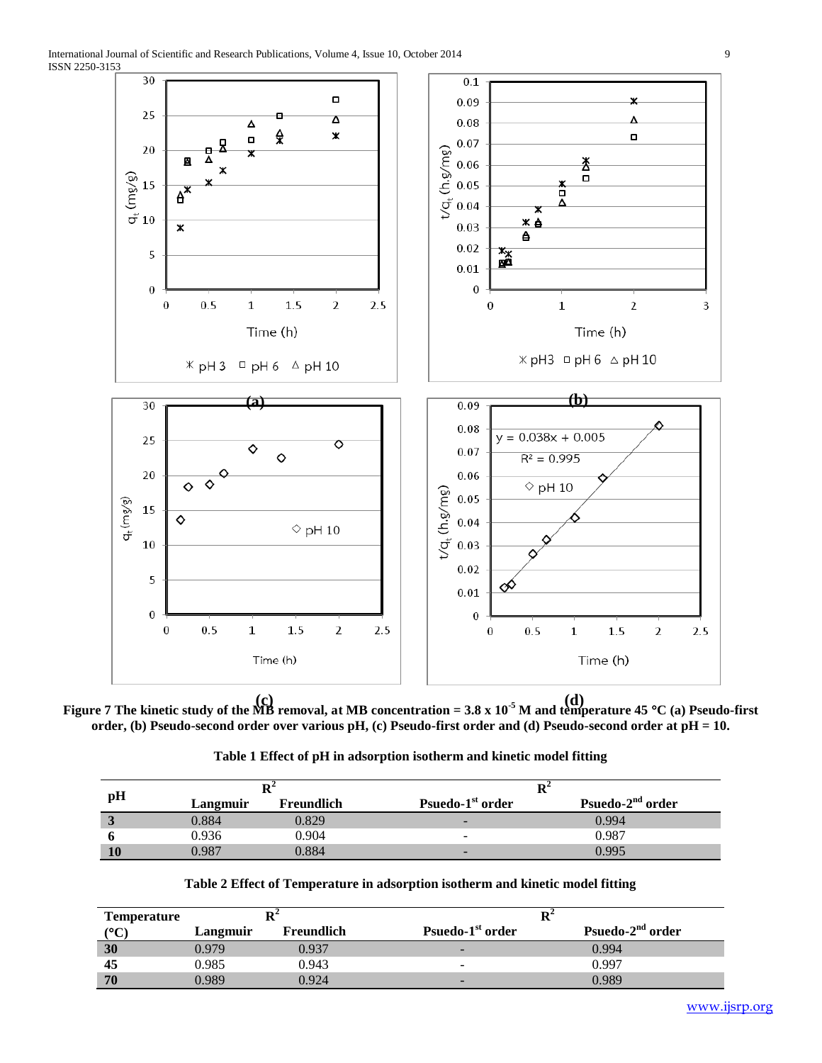**Figure 7 The kinetic study of the MB removal, at MB concentration = 3.8 x $10^{-5}$ M and temperature 45 °C (a) Pseudo-first order, (b) Pseudo-second order over various pH, (c) Pseudo-first order and (d) Pseudo-second order at pH = 10.**

**Table 1 Effect of pH in adsorption isotherm and kinetic model fitting**

| pH | $R^2$ | | $R^2$ | |
|---|---|---|---|---|
| | Langmuir | Freundlich | Psuedo-1st order | Psuedo-2nd order |
| **3** | 0.884 | 0.829 | - | 0.994 |
| **6** | 0.936 | 0.904 | - | 0.987 |
| **10** | 0.987 | 0.884 | - | 0.995 |

**Table 2 Effect of Temperature in adsorption isotherm and kinetic model fitting**

| Temperature (°C) | $R^2$ | | $R^2$ | |
|---|---|---|---|---|
| | Langmuir | Freundlich | Psuedo-1st order | Psuedo-2nd order |
| **30** | 0.979 | 0.937 | - | 0.994 |
| **45** | 0.985 | 0.943 | - | 0.997 |
| **70** | 0.989 | 0.924 | - | 0.989 |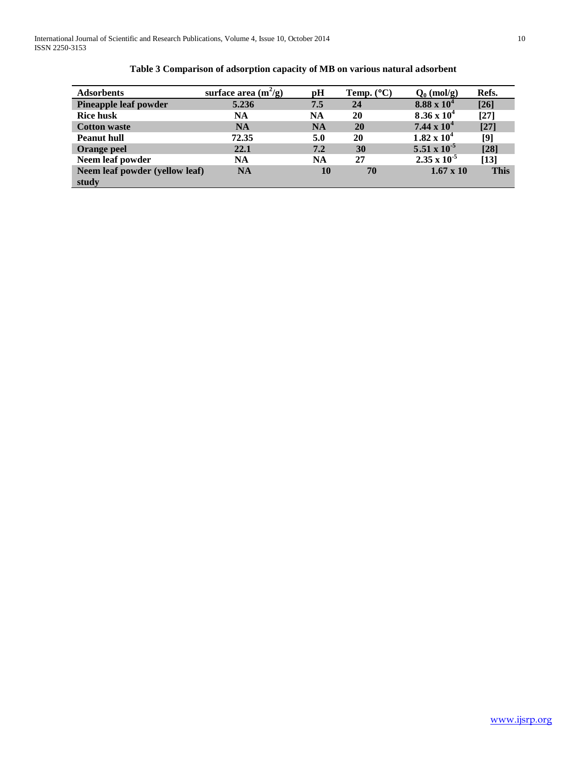**Table 3 Comparison of adsorption capacity of MB on various natural adsorbent**

| Adsorbents | surface area ($m^2/g$) | pH | Temp. (°C) | $Q_0$ (mol/g) | Refs. |
|---|---|---|---|---|---|
| Pineapple leaf powder | 5.236 | 7.5 | 24 | $8.88 \times 10^4$ | [26] |
| Rice husk | NA | NA | 20 | $8.36 \times 10^4$ | [27] |
| Cotton waste | NA | NA | 20 | $7.44 \times 10^4$ | [27] |
| Peanut hull | 72.35 | 5.0 | 20 | $1.82 \times 10^4$ | [9] |
| Orange peel | 22.1 | 7.2 | 30 | $5.51 \times 10^{-5}$ | [28] |
| Neem leaf powder | NA | NA | 27 | $2.35 \times 10^{-5}$ | [13] |
| Neem leaf powder (yellow leaf) | NA | 10 | 70 | $1.67 \times 10$ | This study |